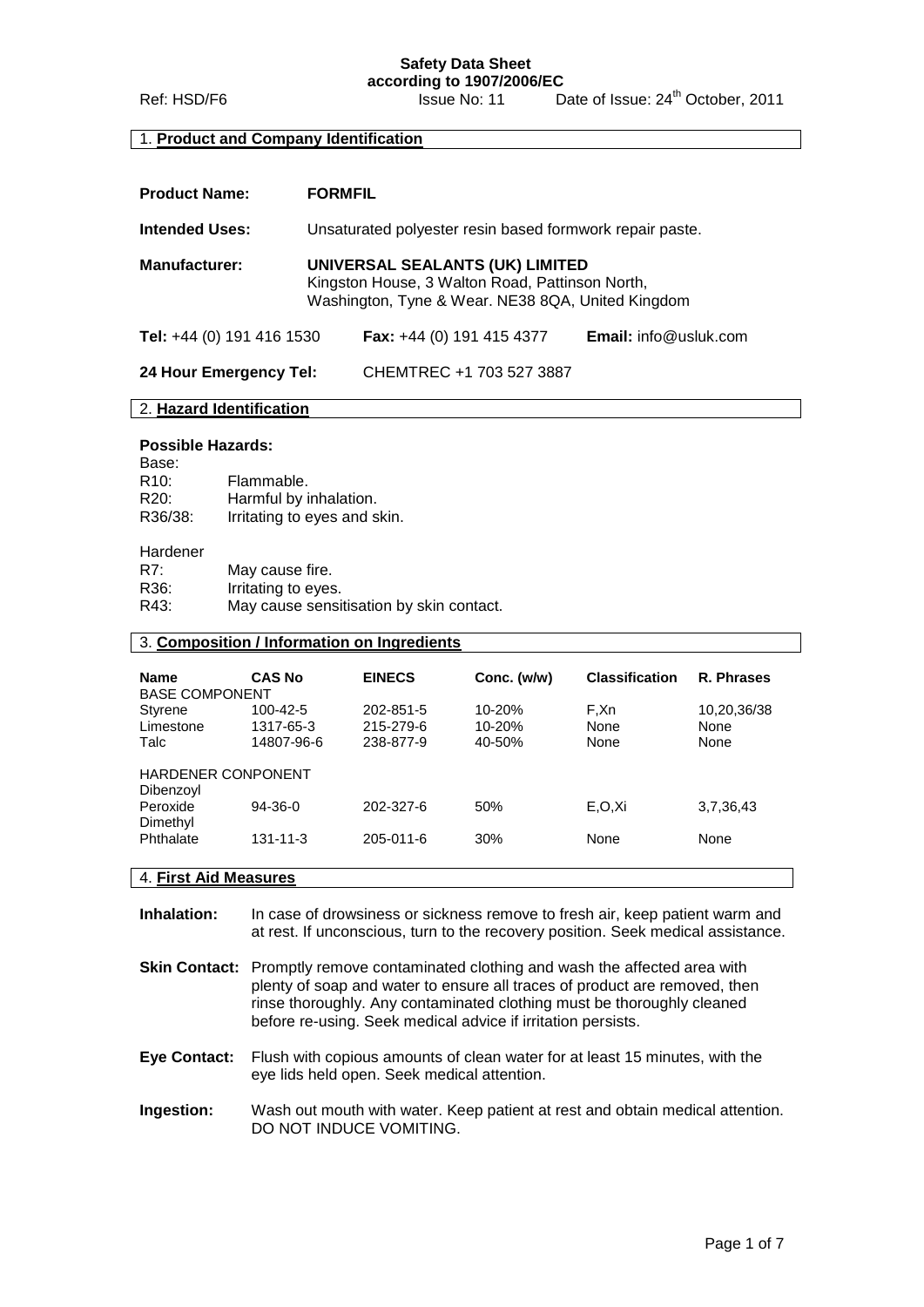**Safety Data Sheet**
**according to 1907/2006/EC**

Ref: HSD/F6 Issue No: 11 Date of Issue: 24th October, 2011

## 1. Product and Company Identification

**Product Name:** **FORMFIL**

**Intended Uses:** Unsaturated polyester resin based formwork repair paste.

**Manufacturer:** **UNIVERSAL SEALANTS (UK) LIMITED**
Kingston House, 3 Walton Road, Pattinson North,
Washington, Tyne & Wear. NE38 8QA, United Kingdom

**Tel:** +44 (0) 191 416 1530 **Fax:** +44 (0) 191 415 4377 **Email:** info@usluk.com

**24 Hour Emergency Tel:** CHEMTREC +1 703 527 3887

## 2. Hazard Identification

**Possible Hazards:**

Base:

- R10: Flammable.
- R20: Harmful by inhalation.
- R36/38: Irritating to eyes and skin.

Hardener

- R7: May cause fire.
- R36: Irritating to eyes.
- R43: May cause sensitisation by skin contact.

## 3. Composition / Information on Ingredients

| Name | CAS No | EINECS | Conc. (w/w) | Classification | R. Phrases |
|---|---|---|---|---|---|
| BASE COMPONENT | | | | | |
| Styrene | 100-42-5 | 202-851-5 | 10-20% | F,Xn | 10,20,36/38 |
| Limestone | 1317-65-3 | 215-279-6 | 10-20% | None | None |
| Talc | 14807-96-6 | 238-877-9 | 40-50% | None | None |
| HARDENER CONPONENT | | | | | |
| Dibenzoyl Peroxide | 94-36-0 | 202-327-6 | 50% | E,O,Xi | 3,7,36,43 |
| Dimethyl Phthalate | 131-11-3 | 205-011-6 | 30% | None | None |

## 4. First Aid Measures

**Inhalation:** In case of drowsiness or sickness remove to fresh air, keep patient warm and at rest. If unconscious, turn to the recovery position. Seek medical assistance.

**Skin Contact:** Promptly remove contaminated clothing and wash the affected area with plenty of soap and water to ensure all traces of product are removed, then rinse thoroughly. Any contaminated clothing must be thoroughly cleaned before re-using. Seek medical advice if irritation persists.

**Eye Contact:** Flush with copious amounts of clean water for at least 15 minutes, with the eye lids held open. Seek medical attention.

**Ingestion:** Wash out mouth with water. Keep patient at rest and obtain medical attention. DO NOT INDUCE VOMITING.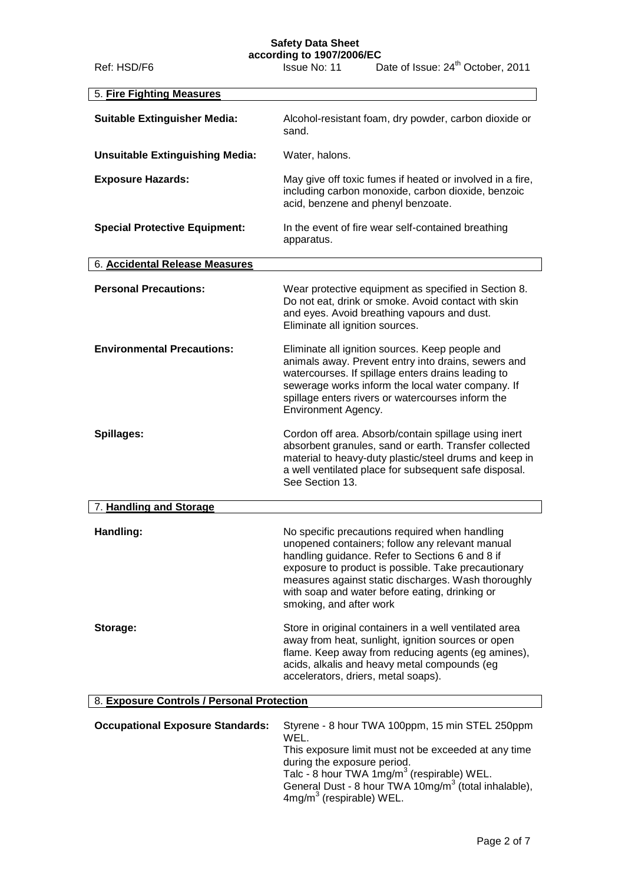## 5. Fire Fighting Measures

| | |
|---|---|
| **Suitable Extinguisher Media:** | Alcohol-resistant foam, dry powder, carbon dioxide or sand. |
| **Unsuitable Extinguishing Media:** | Water, halons. |
| **Exposure Hazards:** | May give off toxic fumes if heated or involved in a fire, including carbon monoxide, carbon dioxide, benzoic acid, benzene and phenyl benzoate. |
| **Special Protective Equipment:** | In the event of fire wear self-contained breathing apparatus. |

## 6. Accidental Release Measures

| | |
|---|---|
| **Personal Precautions:** | Wear protective equipment as specified in Section 8. Do not eat, drink or smoke. Avoid contact with skin and eyes. Avoid breathing vapours and dust. Eliminate all ignition sources. |
| **Environmental Precautions:** | Eliminate all ignition sources. Keep people and animals away. Prevent entry into drains, sewers and watercourses. If spillage enters drains leading to sewerage works inform the local water company. If spillage enters rivers or watercourses inform the Environment Agency. |
| **Spillages:** | Cordon off area. Absorb/contain spillage using inert absorbent granules, sand or earth. Transfer collected material to heavy-duty plastic/steel drums and keep in a well ventilated place for subsequent safe disposal. See Section 13. |

## 7. Handling and Storage

| | |
|---|---|
| **Handling:** | No specific precautions required when handling unopened containers; follow any relevant manual handling guidance. Refer to Sections 6 and 8 if exposure to product is possible. Take precautionary measures against static discharges. Wash thoroughly with soap and water before eating, drinking or smoking, and after work |
| **Storage:** | Store in original containers in a well ventilated area away from heat, sunlight, ignition sources or open flame. Keep away from reducing agents (eg amines), acids, alkalis and heavy metal compounds (eg accelerators, driers, metal soaps). |

## 8. Exposure Controls / Personal Protection

| | |
|---|---|
| **Occupational Exposure Standards:** | Styrene - 8 hour TWA 100ppm, 15 min STEL 250ppm WEL.<br>This exposure limit must not be exceeded at any time during the exposure period.<br>Talc - 8 hour TWA 1mg/m$^3$ (respirable) WEL.<br>General Dust - 8 hour TWA 10mg/m$^3$ (total inhalable), 4mg/m$^3$ (respirable) WEL. |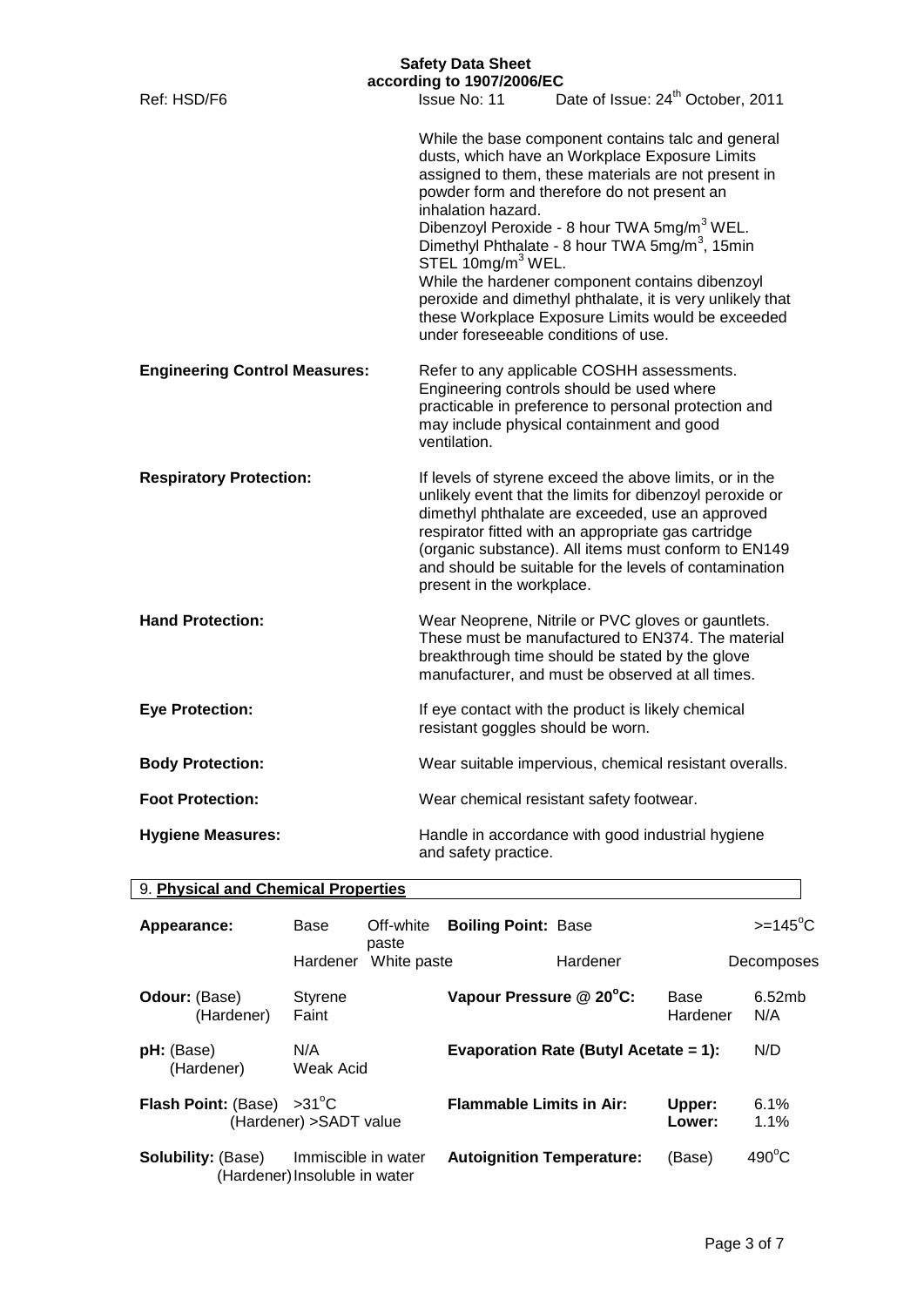While the base component contains talc and general dusts, which have an Workplace Exposure Limits assigned to them, these materials are not present in powder form and therefore do not present an inhalation hazard.
Dibenzoyl Peroxide - 8 hour TWA 5mg/m$^3$ WEL.
Dimethyl Phthalate - 8 hour TWA 5mg/m$^3$, 15min STEL 10mg/m$^3$ WEL.
While the hardener component contains dibenzoyl peroxide and dimethyl phthalate, it is very unlikely that these Workplace Exposure Limits would be exceeded under foreseeable conditions of use.

**Engineering Control Measures:** Refer to any applicable COSHH assessments. Engineering controls should be used where practicable in preference to personal protection and may include physical containment and good ventilation.

**Respiratory Protection:** If levels of styrene exceed the above limits, or in the unlikely event that the limits for dibenzoyl peroxide or dimethyl phthalate are exceeded, use an approved respirator fitted with an appropriate gas cartridge (organic substance). All items must conform to EN149 and should be suitable for the levels of contamination present in the workplace.

**Hand Protection:** Wear Neoprene, Nitrile or PVC gloves or gauntlets. These must be manufactured to EN374. The material breakthrough time should be stated by the glove manufacturer, and must be observed at all times.

**Eye Protection:** If eye contact with the product is likely chemical resistant goggles should be worn.

**Body Protection:** Wear suitable impervious, chemical resistant overalls.

**Foot Protection:** Wear chemical resistant safety footwear.

**Hygiene Measures:** Handle in accordance with good industrial hygiene and safety practice.

## 9. Physical and Chemical Properties

| Property | | | Property | | |
|---|---|---|---|---|---|
| **Appearance:** | Base | Off-white paste | **Boiling Point:** | Base | >=145°C |
| | Hardener | White paste | | Hardener | Decomposes |
| **Odour:** | (Base) | Styrene | **Vapour Pressure @ 20°C:** | Base | 6.52mb |
| | (Hardener) | Faint | | Hardener | N/A |
| **pH:** | (Base) | N/A | **Evaporation Rate (Butyl Acetate = 1):** | | N/D |
| | (Hardener) | Weak Acid | | | |
| **Flash Point:** | (Base) | >31°C | **Flammable Limits in Air:** | **Upper:** | 6.1% |
| | (Hardener) | >SADT value | | **Lower:** | 1.1% |
| **Solubility:** | (Base) | Immiscible in water | **Autoignition Temperature:** | (Base) | 490°C |
| | (Hardener) | Insoluble in water | | | |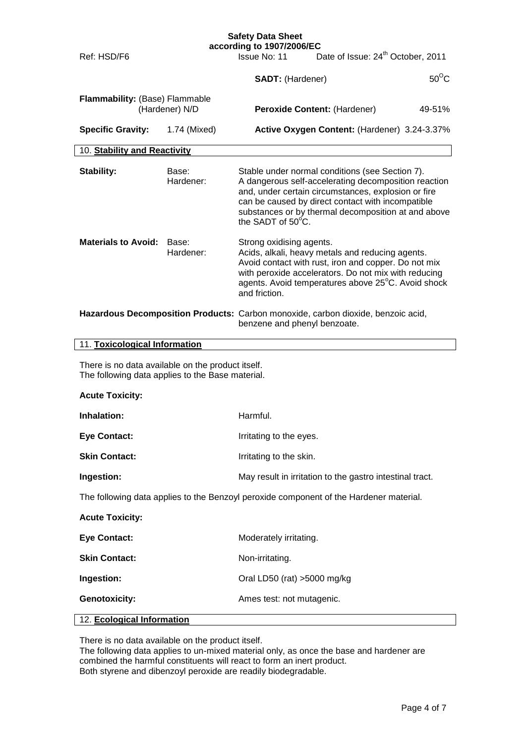| | | | |
|---|---|---|---|
| | | **SADT:** (Hardener) | 50°C |
| **Flammability:** (Base) Flammable (Hardener) N/D | | **Peroxide Content:** (Hardener) | 49-51% |
| **Specific Gravity:** | 1.74 (Mixed) | **Active Oxygen Content:** (Hardener) | 3.24-3.37% |

## 10. Stability and Reactivity

| | | |
|---|---|---|
| **Stability:** | Base: | Stable under normal conditions (see Section 7). |
| | Hardener: | A dangerous self-accelerating decomposition reaction and, under certain circumstances, explosion or fire can be caused by direct contact with incompatible substances or by thermal decomposition at and above the SADT of 50°C. |
| **Materials to Avoid:** | Base: | Strong oxidising agents. |
| | Hardener: | Acids, alkali, heavy metals and reducing agents. Avoid contact with rust, iron and copper. Do not mix with peroxide accelerators. Do not mix with reducing agents. Avoid temperatures above 25°C. Avoid shock and friction. |

**Hazardous Decomposition Products:** Carbon monoxide, carbon dioxide, benzoic acid, benzene and phenyl benzoate.

## 11. Toxicological Information

There is no data available on the product itself.
The following data applies to the Base material.

**Acute Toxicity:**

| | |
|---|---|
| **Inhalation:** | Harmful. |
| **Eye Contact:** | Irritating to the eyes. |
| **Skin Contact:** | Irritating to the skin. |
| **Ingestion:** | May result in irritation to the gastro intestinal tract. |

The following data applies to the Benzoyl peroxide component of the Hardener material.

**Acute Toxicity:**

| | |
|---|---|
| **Eye Contact:** | Moderately irritating. |
| **Skin Contact:** | Non-irritating. |
| **Ingestion:** | Oral LD50 (rat) >5000 mg/kg |
| **Genotoxicity:** | Ames test: not mutagenic. |

## 12. Ecological Information

There is no data available on the product itself.
The following data applies to un-mixed material only, as once the base and hardener are combined the harmful constituents will react to form an inert product.
Both styrene and dibenzoyl peroxide are readily biodegradable.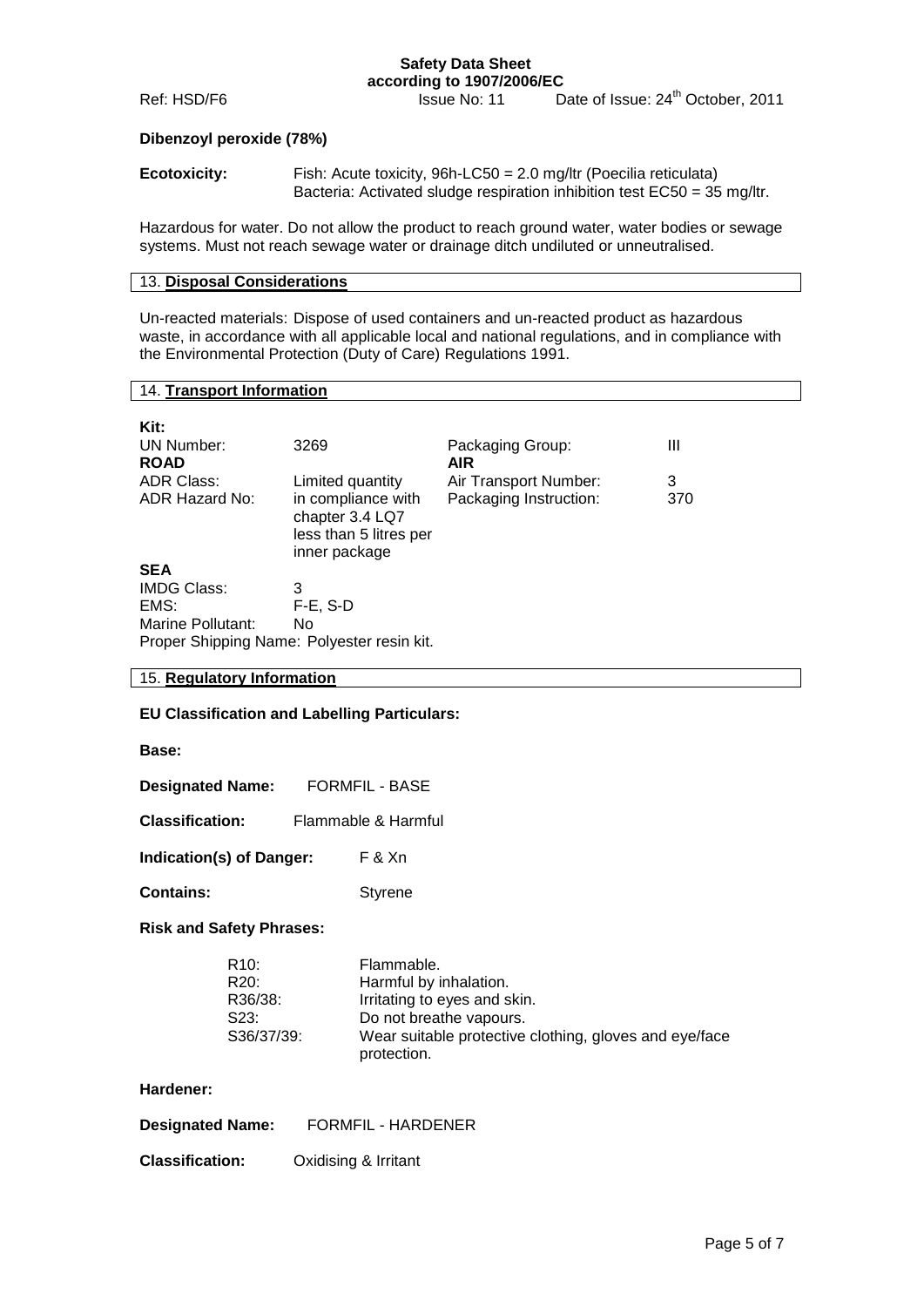**Dibenzoyl peroxide (78%)**

**Ecotoxicity:** Fish: Acute toxicity, 96h-LC50 = 2.0 mg/ltr (Poecilia reticulata)
Bacteria: Activated sludge respiration inhibition test EC50 = 35 mg/ltr.

Hazardous for water. Do not allow the product to reach ground water, water bodies or sewage systems. Must not reach sewage water or drainage ditch undiluted or unneutralised.

## 13. Disposal Considerations

Un-reacted materials: Dispose of used containers and un-reacted product as hazardous waste, in accordance with all applicable local and national regulations, and in compliance with the Environmental Protection (Duty of Care) Regulations 1991.

## 14. Transport Information

**Kit:**

| | | | |
|---|---|---|---|
| UN Number: | 3269 | Packaging Group: | III |
| **ROAD** | | **AIR** | |
| ADR Class: | Limited quantity | Air Transport Number: | 3 |
| ADR Hazard No: | in compliance with chapter 3.4 LQ7 less than 5 litres per inner package | Packaging Instruction: | 370 |

**SEA**

IMDG Class: 3
EMS: F-E, S-D
Marine Pollutant: No
Proper Shipping Name: Polyester resin kit.

## 15. Regulatory Information

**EU Classification and Labelling Particulars:**

**Base:**

**Designated Name:** FORMFIL - BASE

**Classification:** Flammable & Harmful

**Indication(s) of Danger:** F & Xn

**Contains:** Styrene

**Risk and Safety Phrases:**

| | |
|---|---|
| R10: | Flammable. |
| R20: | Harmful by inhalation. |
| R36/38: | Irritating to eyes and skin. |
| S23: | Do not breathe vapours. |
| S36/37/39: | Wear suitable protective clothing, gloves and eye/face protection. |

**Hardener:**

**Designated Name:** FORMFIL - HARDENER

**Classification:** Oxidising & Irritant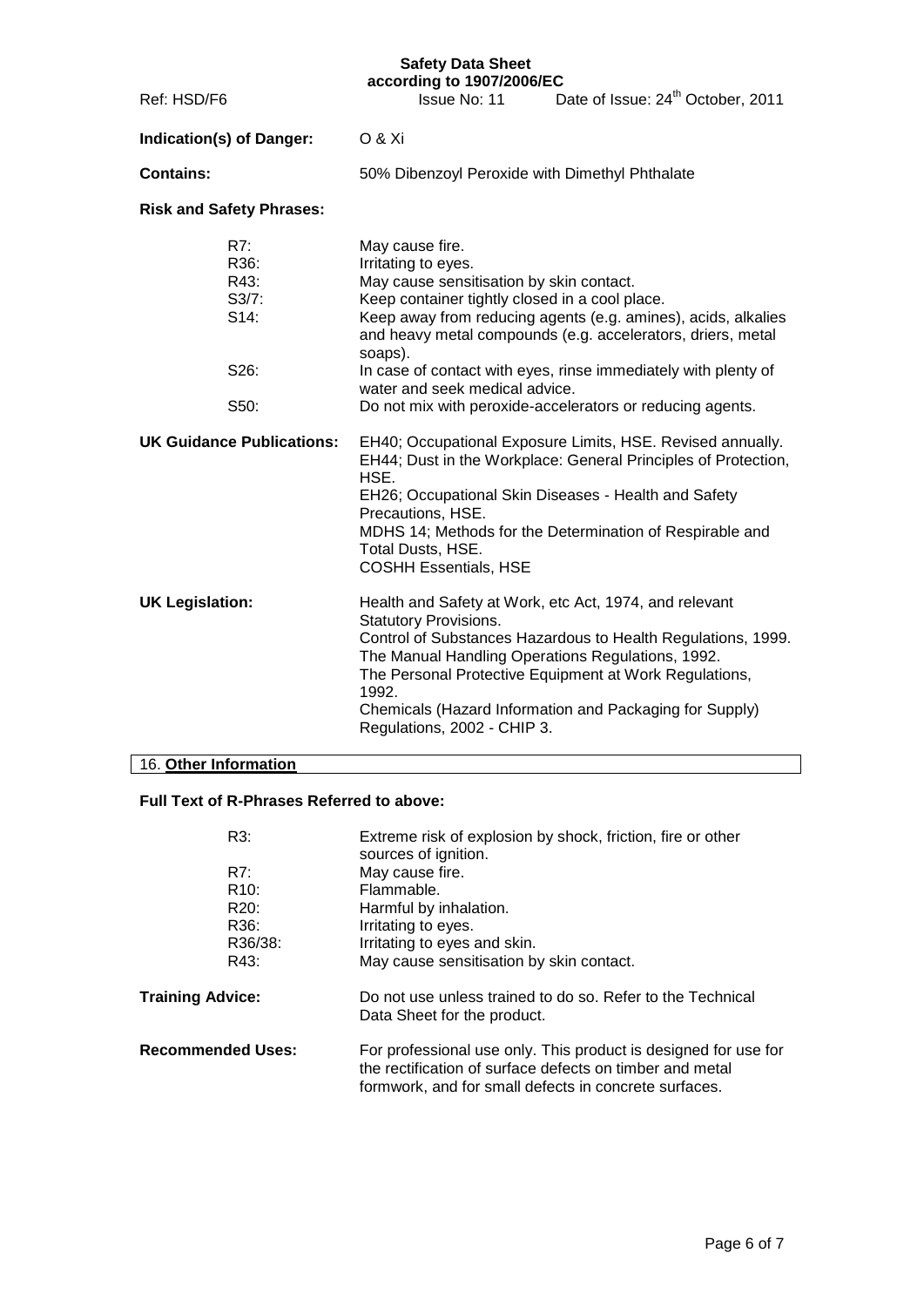**Indication(s) of Danger:** O & Xi

**Contains:** 50% Dibenzoyl Peroxide with Dimethyl Phthalate

**Risk and Safety Phrases:**

| | |
|---|---|
| R7: | May cause fire. |
| R36: | Irritating to eyes. |
| R43: | May cause sensitisation by skin contact. |
| S3/7: | Keep container tightly closed in a cool place. |
| S14: | Keep away from reducing agents (e.g. amines), acids, alkalies and heavy metal compounds (e.g. accelerators, driers, metal soaps). |
| S26: | In case of contact with eyes, rinse immediately with plenty of water and seek medical advice. |
| S50: | Do not mix with peroxide-accelerators or reducing agents. |

**UK Guidance Publications:**

EH40; Occupational Exposure Limits, HSE. Revised annually.
EH44; Dust in the Workplace: General Principles of Protection, HSE.
EH26; Occupational Skin Diseases - Health and Safety Precautions, HSE.
MDHS 14; Methods for the Determination of Respirable and Total Dusts, HSE.
COSHH Essentials, HSE

**UK Legislation:**

Health and Safety at Work, etc Act, 1974, and relevant Statutory Provisions.
Control of Substances Hazardous to Health Regulations, 1999.
The Manual Handling Operations Regulations, 1992.
The Personal Protective Equipment at Work Regulations, 1992.
Chemicals (Hazard Information and Packaging for Supply) Regulations, 2002 - CHIP 3.

## 16. Other Information

**Full Text of R-Phrases Referred to above:**

| | |
|---|---|
| R3: | Extreme risk of explosion by shock, friction, fire or other sources of ignition. |
| R7: | May cause fire. |
| R10: | Flammable. |
| R20: | Harmful by inhalation. |
| R36: | Irritating to eyes. |
| R36/38: | Irritating to eyes and skin. |
| R43: | May cause sensitisation by skin contact. |

**Training Advice:** Do not use unless trained to do so. Refer to the Technical Data Sheet for the product.

**Recommended Uses:** For professional use only. This product is designed for use for the rectification of surface defects on timber and metal formwork, and for small defects in concrete surfaces.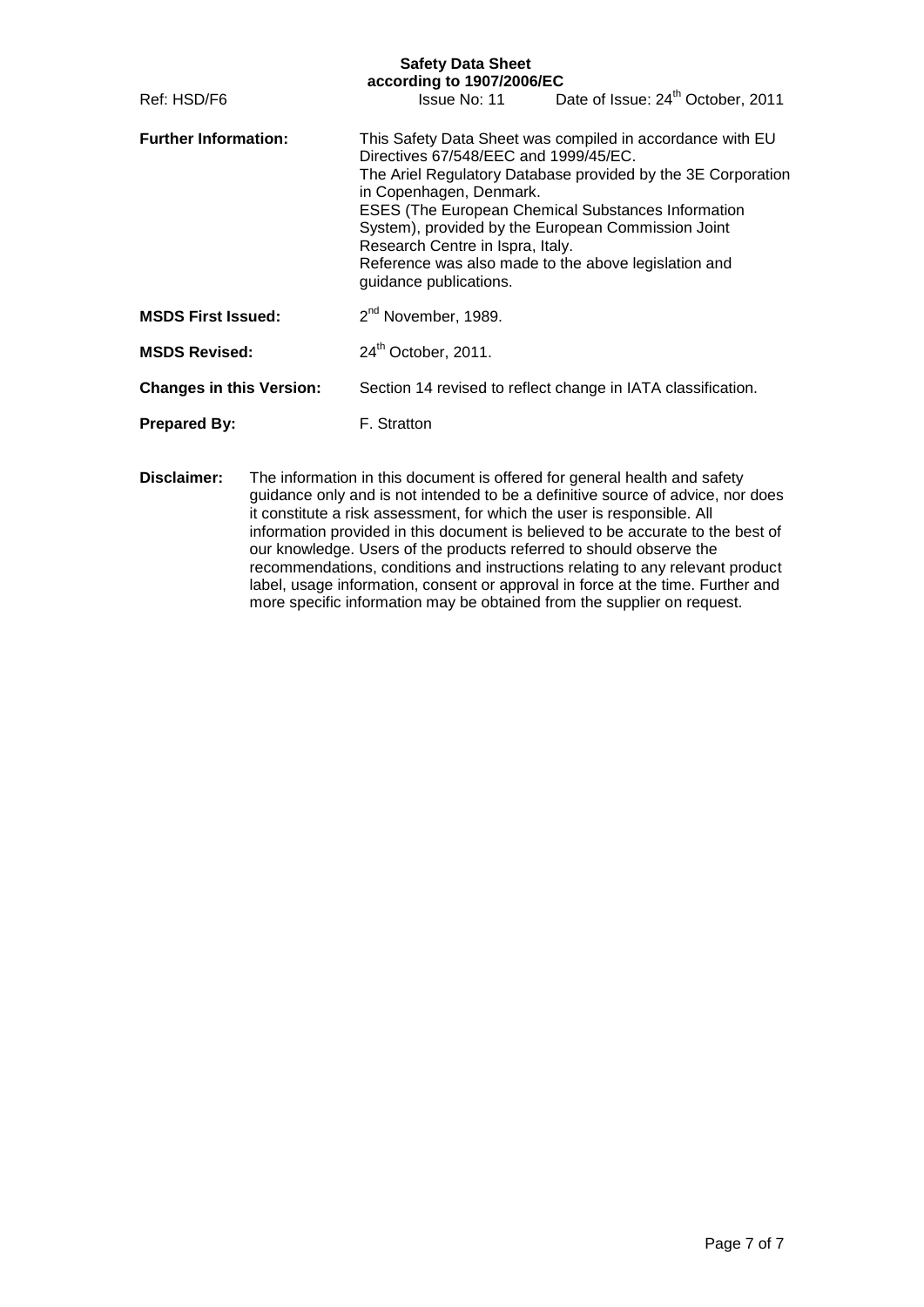**Further Information:** This Safety Data Sheet was compiled in accordance with EU Directives 67/548/EEC and 1999/45/EC.
The Ariel Regulatory Database provided by the 3E Corporation in Copenhagen, Denmark.
ESES (The European Chemical Substances Information System), provided by the European Commission Joint Research Centre in Ispra, Italy.
Reference was also made to the above legislation and guidance publications.

**MSDS First Issued:** 2nd November, 1989.

**MSDS Revised:** 24th October, 2011.

**Changes in this Version:** Section 14 revised to reflect change in IATA classification.

**Prepared By:** F. Stratton

**Disclaimer:** The information in this document is offered for general health and safety guidance only and is not intended to be a definitive source of advice, nor does it constitute a risk assessment, for which the user is responsible. All information provided in this document is believed to be accurate to the best of our knowledge. Users of the products referred to should observe the recommendations, conditions and instructions relating to any relevant product label, usage information, consent or approval in force at the time. Further and more specific information may be obtained from the supplier on request.